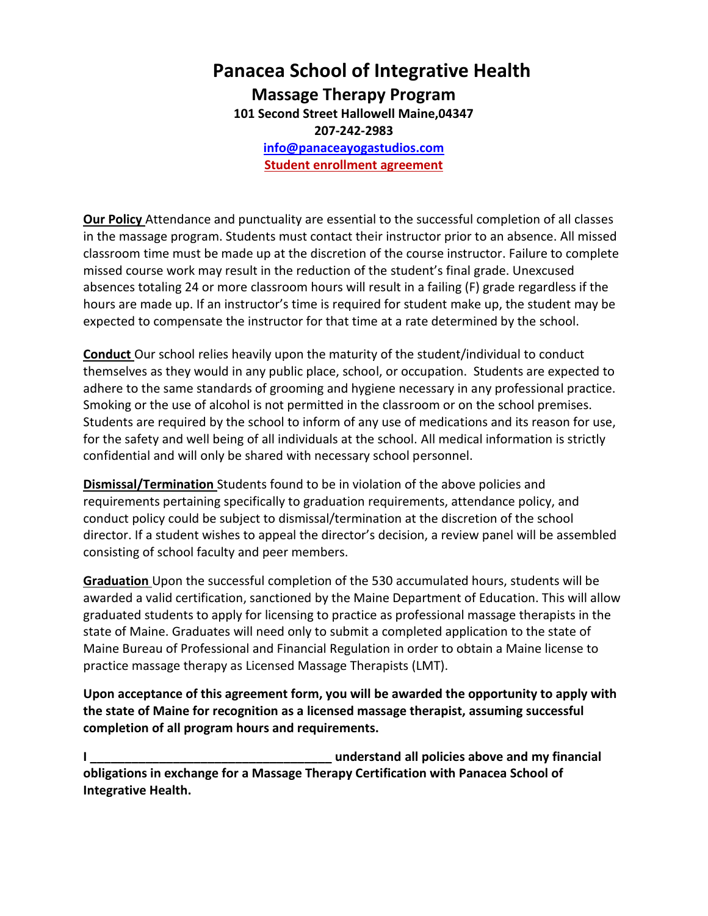# Panacea School of Integrative Health

## Massage Therapy Program

**101 Second Street Hallowell Maine,04347**

**207-242-2983**

**info@panaceayogastudios.com**

**Student enrollment agreement**

**Our Policy** Attendance and punctuality are essential to the successful completion of all classes in the massage program. Students must contact their instructor prior to an absence. All missed classroom time must be made up at the discretion of the course instructor. Failure to complete missed course work may result in the reduction of the student's final grade. Unexcused absences totaling 24 or more classroom hours will result in a failing (F) grade regardless if the hours are made up. If an instructor's time is required for student make up, the student may be expected to compensate the instructor for that time at a rate determined by the school.

**Conduct** Our school relies heavily upon the maturity of the student/individual to conduct themselves as they would in any public place, school, or occupation. Students are expected to adhere to the same standards of grooming and hygiene necessary in any professional practice. Smoking or the use of alcohol is not permitted in the classroom or on the school premises. Students are required by the school to inform of any use of medications and its reason for use, for the safety and well being of all individuals at the school. All medical information is strictly confidential and will only be shared with necessary school personnel.

**Dismissal/Termination** Students found to be in violation of the above policies and requirements pertaining specifically to graduation requirements, attendance policy, and conduct policy could be subject to dismissal/termination at the discretion of the school director. If a student wishes to appeal the director's decision, a review panel will be assembled consisting of school faculty and peer members.

**Graduation** Upon the successful completion of the 530 accumulated hours, students will be awarded a valid certification, sanctioned by the Maine Department of Education. This will allow graduated students to apply for licensing to practice as professional massage therapists in the state of Maine. Graduates will need only to submit a completed application to the state of Maine Bureau of Professional and Financial Regulation in order to obtain a Maine license to practice massage therapy as Licensed Massage Therapists (LMT).

**Upon acceptance of this agreement form, you will be awarded the opportunity to apply with the state of Maine for recognition as a licensed massage therapist, assuming successful completion of all program hours and requirements.**

**I ___________________________________ understand all policies above and my financial obligations in exchange for a Massage Therapy Certification with Panacea School of Integrative Health.**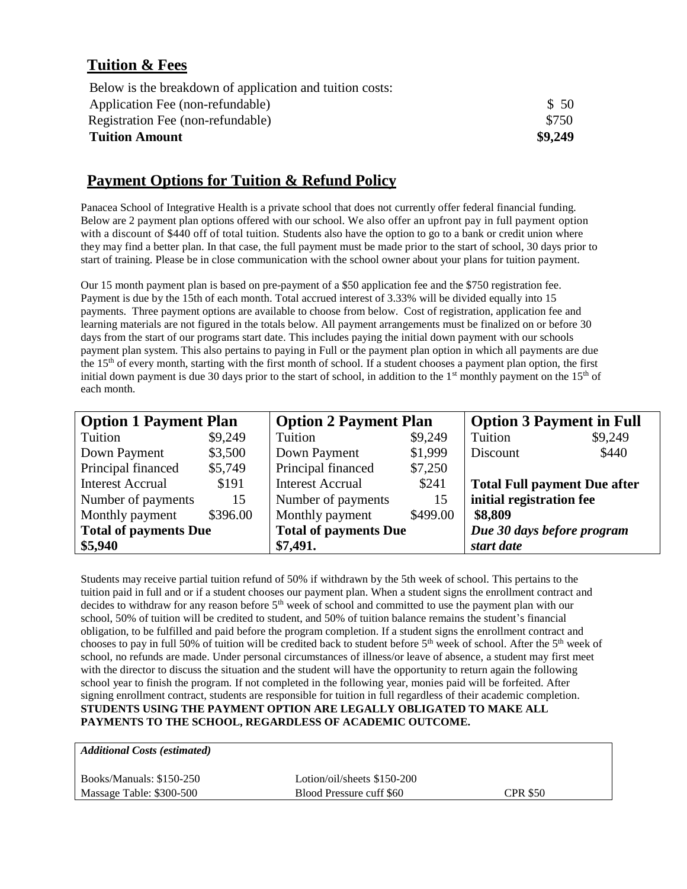## Tuition & Fees

Below is the breakdown of application and tuition costs:

| | |
|---|---|
| Application Fee (non-refundable) | $ 50 |
| Registration Fee (non-refundable) | $750 |
| **Tuition Amount** | **$9,249** |

## Payment Options for Tuition & Refund Policy

Panacea School of Integrative Health is a private school that does not currently offer federal financial funding. Below are 2 payment plan options offered with our school. We also offer an upfront pay in full payment option with a discount of $440 off of total tuition. Students also have the option to go to a bank or credit union where they may find a better plan. In that case, the full payment must be made prior to the start of school, 30 days prior to start of training. Please be in close communication with the school owner about your plans for tuition payment.

Our 15 month payment plan is based on pre-payment of a $50 application fee and the $750 registration fee. Payment is due by the 15th of each month. Total accrued interest of 3.33% will be divided equally into 15 payments. Three payment options are available to choose from below. Cost of registration, application fee and learning materials are not figured in the totals below. All payment arrangements must be finalized on or before 30 days from the start of our programs start date. This includes paying the initial down payment with our schools payment plan system. This also pertains to paying in Full or the payment plan option in which all payments are due the 15th of every month, starting with the first month of school. If a student chooses a payment plan option, the first initial down payment is due 30 days prior to the start of school, in addition to the 1st monthly payment on the 15th of each month.

| **Option 1 Payment Plan** | | **Option 2 Payment Plan** | | **Option 3 Payment in Full** | |
|---|---|---|---|---|---|
| Tuition | $9,249 | Tuition | $9,249 | Tuition | $9,249 |
| Down Payment | $3,500 | Down Payment | $1,999 | Discount | $440 |
| Principal financed | $5,749 | Principal financed | $7,250 | | |
| Interest Accrual | $191 | Interest Accrual | $241 | **Total Full payment Due after** | |
| Number of payments | 15 | Number of payments | 15 | **initial registration fee** | |
| Monthly payment | $396.00 | Monthly payment | $499.00 | **$8,809** | |
| **Total of payments Due** | | **Total of payments Due** | | ***Due 30 days before program*** | |
| **$5,940** | | **$7,491.** | | ***start date*** | |

Students may receive partial tuition refund of 50% if withdrawn by the 5th week of school. This pertains to the tuition paid in full and or if a student chooses our payment plan. When a student signs the enrollment contract and decides to withdraw for any reason before 5th week of school and committed to use the payment plan with our school, 50% of tuition will be credited to student, and 50% of tuition balance remains the student's financial obligation, to be fulfilled and paid before the program completion. If a student signs the enrollment contract and chooses to pay in full 50% of tuition will be credited back to student before 5th week of school. After the 5th week of school, no refunds are made. Under personal circumstances of illness/or leave of absence, a student may first meet with the director to discuss the situation and the student will have the opportunity to return again the following school year to finish the program. If not completed in the following year, monies paid will be forfeited. After signing enrollment contract, students are responsible for tuition in full regardless of their academic completion. **STUDENTS USING THE PAYMENT OPTION ARE LEGALLY OBLIGATED TO MAKE ALL PAYMENTS TO THE SCHOOL, REGARDLESS OF ACADEMIC OUTCOME.**

| ***Additional Costs (estimated)*** | | |
|---|---|---|
| Books/Manuals: $150-250 | Lotion/oil/sheets $150-200 | |
| Massage Table: $300-500 | Blood Pressure cuff $60 | CPR $50 |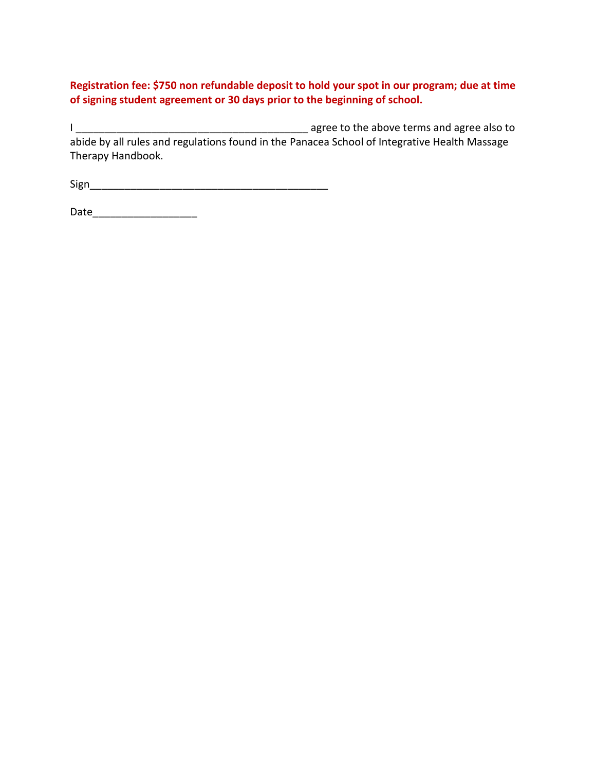**Registration fee: $750 non refundable deposit to hold your spot in our program; due at time of signing student agreement or 30 days prior to the beginning of school.**

I ________________________________________ agree to the above terms and agree also to abide by all rules and regulations found in the Panacea School of Integrative Health Massage Therapy Handbook.

Sign_________________________________________

Date__________________